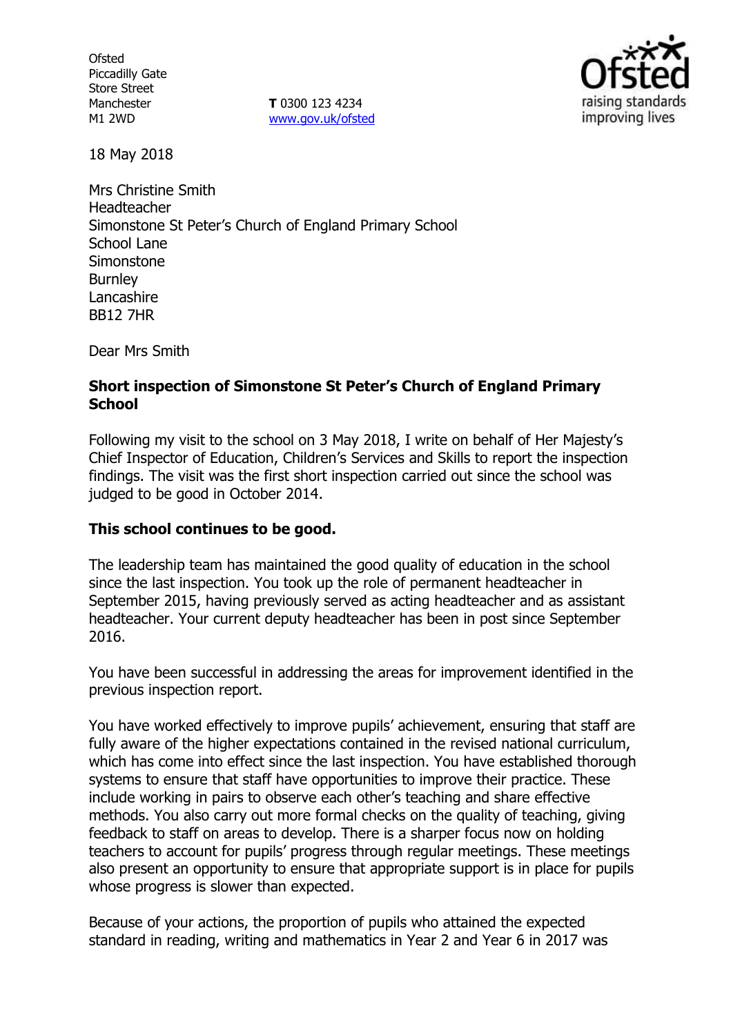Ofsted
Piccadilly Gate
Store Street
Manchester
M1 2WD

**T** 0300 123 4234
www.gov.uk/ofsted

18 May 2018

Mrs Christine Smith
Headteacher
Simonstone St Peter's Church of England Primary School
School Lane
Simonstone
Burnley
Lancashire
BB12 7HR

Dear Mrs Smith

**Short inspection of Simonstone St Peter's Church of England Primary School**

Following my visit to the school on 3 May 2018, I write on behalf of Her Majesty's Chief Inspector of Education, Children's Services and Skills to report the inspection findings. The visit was the first short inspection carried out since the school was judged to be good in October 2014.

**This school continues to be good.**

The leadership team has maintained the good quality of education in the school since the last inspection. You took up the role of permanent headteacher in September 2015, having previously served as acting headteacher and as assistant headteacher. Your current deputy headteacher has been in post since September 2016.

You have been successful in addressing the areas for improvement identified in the previous inspection report.

You have worked effectively to improve pupils' achievement, ensuring that staff are fully aware of the higher expectations contained in the revised national curriculum, which has come into effect since the last inspection. You have established thorough systems to ensure that staff have opportunities to improve their practice. These include working in pairs to observe each other's teaching and share effective methods. You also carry out more formal checks on the quality of teaching, giving feedback to staff on areas to develop. There is a sharper focus now on holding teachers to account for pupils' progress through regular meetings. These meetings also present an opportunity to ensure that appropriate support is in place for pupils whose progress is slower than expected.

Because of your actions, the proportion of pupils who attained the expected standard in reading, writing and mathematics in Year 2 and Year 6 in 2017 was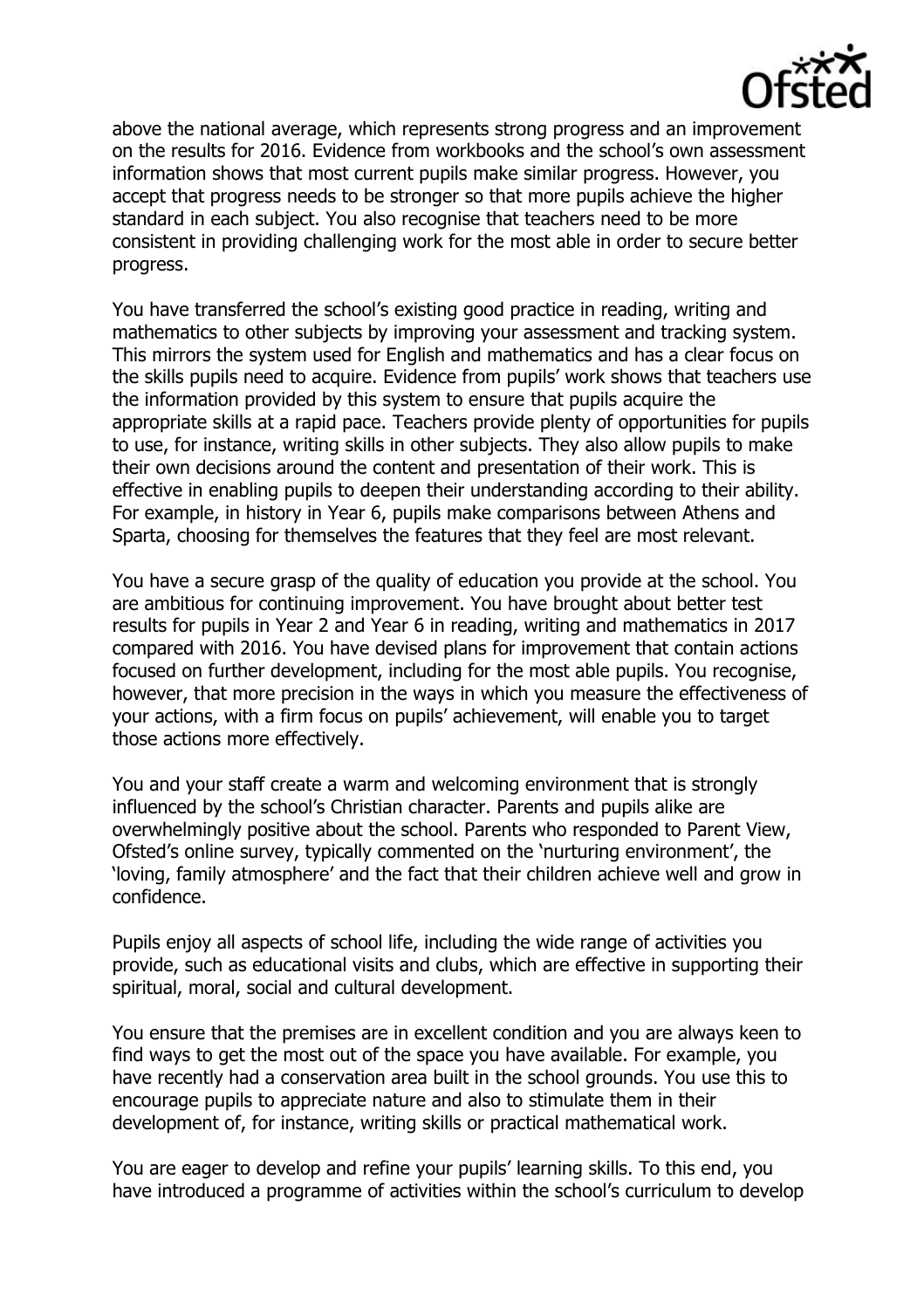above the national average, which represents strong progress and an improvement on the results for 2016. Evidence from workbooks and the school's own assessment information shows that most current pupils make similar progress. However, you accept that progress needs to be stronger so that more pupils achieve the higher standard in each subject. You also recognise that teachers need to be more consistent in providing challenging work for the most able in order to secure better progress.

You have transferred the school's existing good practice in reading, writing and mathematics to other subjects by improving your assessment and tracking system. This mirrors the system used for English and mathematics and has a clear focus on the skills pupils need to acquire. Evidence from pupils' work shows that teachers use the information provided by this system to ensure that pupils acquire the appropriate skills at a rapid pace. Teachers provide plenty of opportunities for pupils to use, for instance, writing skills in other subjects. They also allow pupils to make their own decisions around the content and presentation of their work. This is effective in enabling pupils to deepen their understanding according to their ability. For example, in history in Year 6, pupils make comparisons between Athens and Sparta, choosing for themselves the features that they feel are most relevant.

You have a secure grasp of the quality of education you provide at the school. You are ambitious for continuing improvement. You have brought about better test results for pupils in Year 2 and Year 6 in reading, writing and mathematics in 2017 compared with 2016. You have devised plans for improvement that contain actions focused on further development, including for the most able pupils. You recognise, however, that more precision in the ways in which you measure the effectiveness of your actions, with a firm focus on pupils' achievement, will enable you to target those actions more effectively.

You and your staff create a warm and welcoming environment that is strongly influenced by the school's Christian character. Parents and pupils alike are overwhelmingly positive about the school. Parents who responded to Parent View, Ofsted's online survey, typically commented on the 'nurturing environment', the 'loving, family atmosphere' and the fact that their children achieve well and grow in confidence.

Pupils enjoy all aspects of school life, including the wide range of activities you provide, such as educational visits and clubs, which are effective in supporting their spiritual, moral, social and cultural development.

You ensure that the premises are in excellent condition and you are always keen to find ways to get the most out of the space you have available. For example, you have recently had a conservation area built in the school grounds. You use this to encourage pupils to appreciate nature and also to stimulate them in their development of, for instance, writing skills or practical mathematical work.

You are eager to develop and refine your pupils' learning skills. To this end, you have introduced a programme of activities within the school's curriculum to develop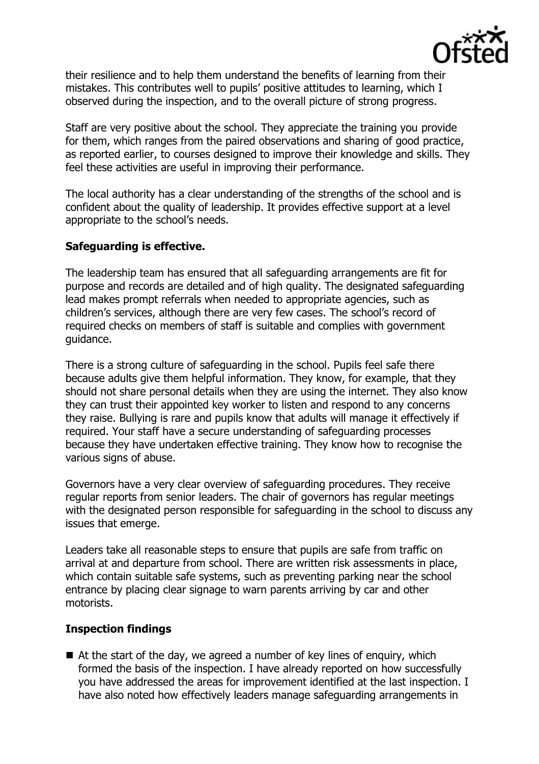their resilience and to help them understand the benefits of learning from their mistakes. This contributes well to pupils' positive attitudes to learning, which I observed during the inspection, and to the overall picture of strong progress.

Staff are very positive about the school. They appreciate the training you provide for them, which ranges from the paired observations and sharing of good practice, as reported earlier, to courses designed to improve their knowledge and skills. They feel these activities are useful in improving their performance.

The local authority has a clear understanding of the strengths of the school and is confident about the quality of leadership. It provides effective support at a level appropriate to the school's needs.

**Safeguarding is effective.**

The leadership team has ensured that all safeguarding arrangements are fit for purpose and records are detailed and of high quality. The designated safeguarding lead makes prompt referrals when needed to appropriate agencies, such as children's services, although there are very few cases. The school's record of required checks on members of staff is suitable and complies with government guidance.

There is a strong culture of safeguarding in the school. Pupils feel safe there because adults give them helpful information. They know, for example, that they should not share personal details when they are using the internet. They also know they can trust their appointed key worker to listen and respond to any concerns they raise. Bullying is rare and pupils know that adults will manage it effectively if required. Your staff have a secure understanding of safeguarding processes because they have undertaken effective training. They know how to recognise the various signs of abuse.

Governors have a very clear overview of safeguarding procedures. They receive regular reports from senior leaders. The chair of governors has regular meetings with the designated person responsible for safeguarding in the school to discuss any issues that emerge.

Leaders take all reasonable steps to ensure that pupils are safe from traffic on arrival at and departure from school. There are written risk assessments in place, which contain suitable safe systems, such as preventing parking near the school entrance by placing clear signage to warn parents arriving by car and other motorists.

**Inspection findings**

- At the start of the day, we agreed a number of key lines of enquiry, which formed the basis of the inspection. I have already reported on how successfully you have addressed the areas for improvement identified at the last inspection. I have also noted how effectively leaders manage safeguarding arrangements in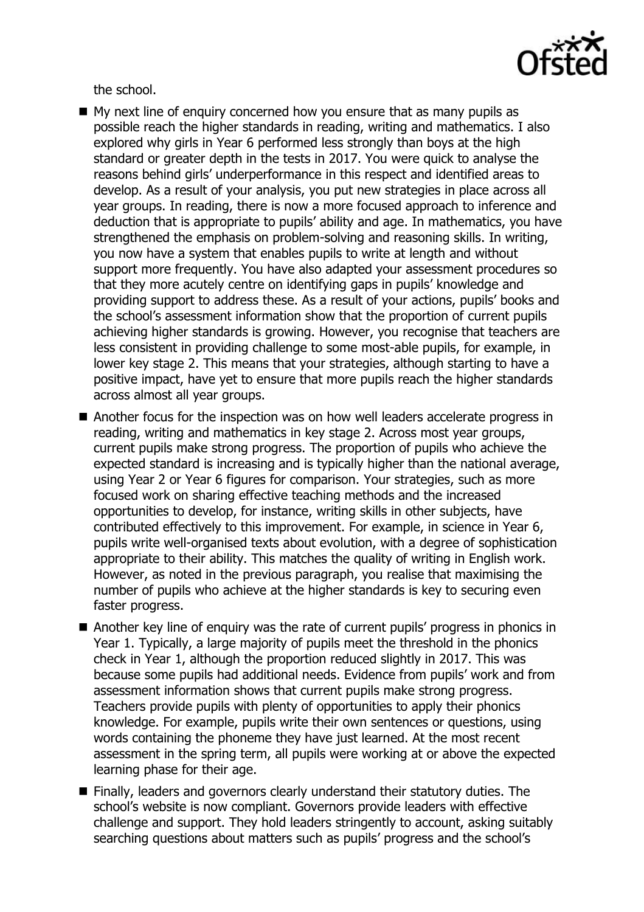the school.

- My next line of enquiry concerned how you ensure that as many pupils as possible reach the higher standards in reading, writing and mathematics. I also explored why girls in Year 6 performed less strongly than boys at the high standard or greater depth in the tests in 2017. You were quick to analyse the reasons behind girls' underperformance in this respect and identified areas to develop. As a result of your analysis, you put new strategies in place across all year groups. In reading, there is now a more focused approach to inference and deduction that is appropriate to pupils' ability and age. In mathematics, you have strengthened the emphasis on problem-solving and reasoning skills. In writing, you now have a system that enables pupils to write at length and without support more frequently. You have also adapted your assessment procedures so that they more acutely centre on identifying gaps in pupils' knowledge and providing support to address these. As a result of your actions, pupils' books and the school's assessment information show that the proportion of current pupils achieving higher standards is growing. However, you recognise that teachers are less consistent in providing challenge to some most-able pupils, for example, in lower key stage 2. This means that your strategies, although starting to have a positive impact, have yet to ensure that more pupils reach the higher standards across almost all year groups.
- Another focus for the inspection was on how well leaders accelerate progress in reading, writing and mathematics in key stage 2. Across most year groups, current pupils make strong progress. The proportion of pupils who achieve the expected standard is increasing and is typically higher than the national average, using Year 2 or Year 6 figures for comparison. Your strategies, such as more focused work on sharing effective teaching methods and the increased opportunities to develop, for instance, writing skills in other subjects, have contributed effectively to this improvement. For example, in science in Year 6, pupils write well-organised texts about evolution, with a degree of sophistication appropriate to their ability. This matches the quality of writing in English work. However, as noted in the previous paragraph, you realise that maximising the number of pupils who achieve at the higher standards is key to securing even faster progress.
- Another key line of enquiry was the rate of current pupils' progress in phonics in Year 1. Typically, a large majority of pupils meet the threshold in the phonics check in Year 1, although the proportion reduced slightly in 2017. This was because some pupils had additional needs. Evidence from pupils' work and from assessment information shows that current pupils make strong progress. Teachers provide pupils with plenty of opportunities to apply their phonics knowledge. For example, pupils write their own sentences or questions, using words containing the phoneme they have just learned. At the most recent assessment in the spring term, all pupils were working at or above the expected learning phase for their age.
- Finally, leaders and governors clearly understand their statutory duties. The school's website is now compliant. Governors provide leaders with effective challenge and support. They hold leaders stringently to account, asking suitably searching questions about matters such as pupils' progress and the school's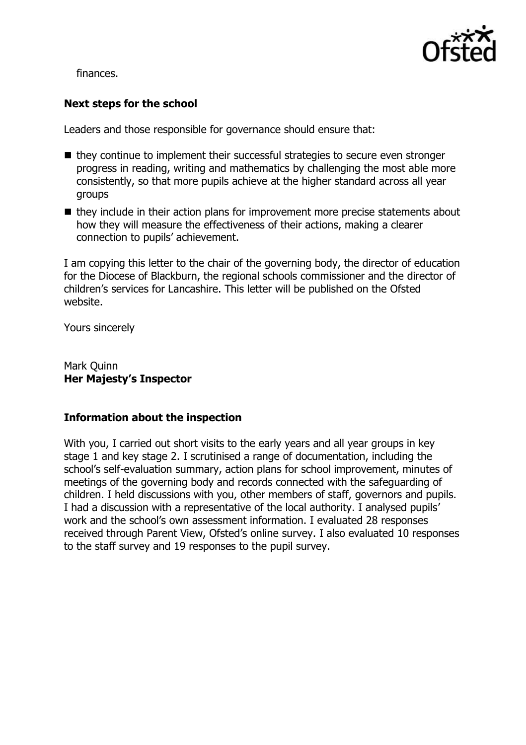finances.

**Next steps for the school**

Leaders and those responsible for governance should ensure that:

- they continue to implement their successful strategies to secure even stronger progress in reading, writing and mathematics by challenging the most able more consistently, so that more pupils achieve at the higher standard across all year groups
- they include in their action plans for improvement more precise statements about how they will measure the effectiveness of their actions, making a clearer connection to pupils' achievement.

I am copying this letter to the chair of the governing body, the director of education for the Diocese of Blackburn, the regional schools commissioner and the director of children's services for Lancashire. This letter will be published on the Ofsted website.

Yours sincerely

Mark Quinn
**Her Majesty's Inspector**

**Information about the inspection**

With you, I carried out short visits to the early years and all year groups in key stage 1 and key stage 2. I scrutinised a range of documentation, including the school's self-evaluation summary, action plans for school improvement, minutes of meetings of the governing body and records connected with the safeguarding of children. I held discussions with you, other members of staff, governors and pupils. I had a discussion with a representative of the local authority. I analysed pupils' work and the school's own assessment information. I evaluated 28 responses received through Parent View, Ofsted's online survey. I also evaluated 10 responses to the staff survey and 19 responses to the pupil survey.